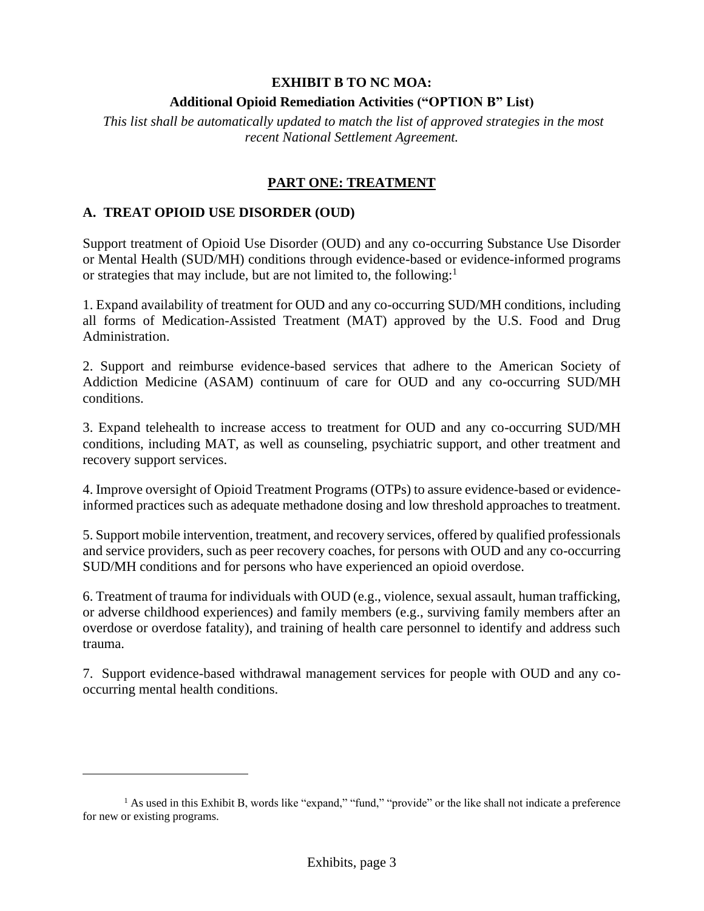**EXHIBIT B TO NC MOA:**

**Additional Opioid Remediation Activities ("OPTION B" List)**

*This list shall be automatically updated to match the list of approved strategies in the most recent National Settlement Agreement.*

## PART ONE: TREATMENT

### A. TREAT OPIOID USE DISORDER (OUD)

Support treatment of Opioid Use Disorder (OUD) and any co-occurring Substance Use Disorder or Mental Health (SUD/MH) conditions through evidence-based or evidence-informed programs or strategies that may include, but are not limited to, the following:[1]

1. Expand availability of treatment for OUD and any co-occurring SUD/MH conditions, including all forms of Medication-Assisted Treatment (MAT) approved by the U.S. Food and Drug Administration.

2. Support and reimburse evidence-based services that adhere to the American Society of Addiction Medicine (ASAM) continuum of care for OUD and any co-occurring SUD/MH conditions.

3. Expand telehealth to increase access to treatment for OUD and any co-occurring SUD/MH conditions, including MAT, as well as counseling, psychiatric support, and other treatment and recovery support services.

4. Improve oversight of Opioid Treatment Programs (OTPs) to assure evidence-based or evidence-informed practices such as adequate methadone dosing and low threshold approaches to treatment.

5. Support mobile intervention, treatment, and recovery services, offered by qualified professionals and service providers, such as peer recovery coaches, for persons with OUD and any co-occurring SUD/MH conditions and for persons who have experienced an opioid overdose.

6. Treatment of trauma for individuals with OUD (e.g., violence, sexual assault, human trafficking, or adverse childhood experiences) and family members (e.g., surviving family members after an overdose or overdose fatality), and training of health care personnel to identify and address such trauma.

7. Support evidence-based withdrawal management services for people with OUD and any co-occurring mental health conditions.

---

[1] As used in this Exhibit B, words like "expand," "fund," "provide" or the like shall not indicate a preference for new or existing programs.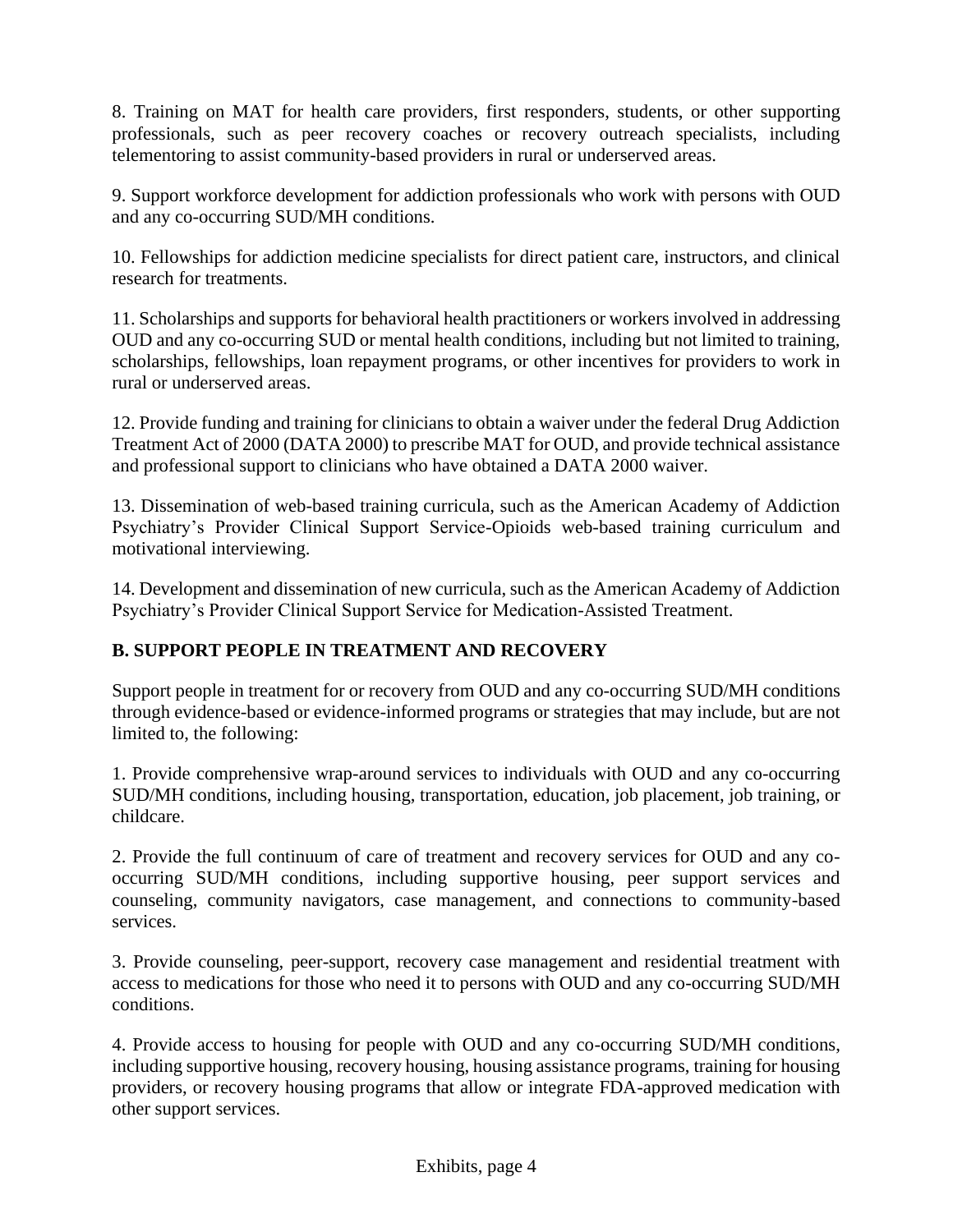8. Training on MAT for health care providers, first responders, students, or other supporting professionals, such as peer recovery coaches or recovery outreach specialists, including telementoring to assist community-based providers in rural or underserved areas.

9. Support workforce development for addiction professionals who work with persons with OUD and any co-occurring SUD/MH conditions.

10. Fellowships for addiction medicine specialists for direct patient care, instructors, and clinical research for treatments.

11. Scholarships and supports for behavioral health practitioners or workers involved in addressing OUD and any co-occurring SUD or mental health conditions, including but not limited to training, scholarships, fellowships, loan repayment programs, or other incentives for providers to work in rural or underserved areas.

12. Provide funding and training for clinicians to obtain a waiver under the federal Drug Addiction Treatment Act of 2000 (DATA 2000) to prescribe MAT for OUD, and provide technical assistance and professional support to clinicians who have obtained a DATA 2000 waiver.

13. Dissemination of web-based training curricula, such as the American Academy of Addiction Psychiatry's Provider Clinical Support Service-Opioids web-based training curriculum and motivational interviewing.

14. Development and dissemination of new curricula, such as the American Academy of Addiction Psychiatry's Provider Clinical Support Service for Medication-Assisted Treatment.

## B. SUPPORT PEOPLE IN TREATMENT AND RECOVERY

Support people in treatment for or recovery from OUD and any co-occurring SUD/MH conditions through evidence-based or evidence-informed programs or strategies that may include, but are not limited to, the following:

1. Provide comprehensive wrap-around services to individuals with OUD and any co-occurring SUD/MH conditions, including housing, transportation, education, job placement, job training, or childcare.

2. Provide the full continuum of care of treatment and recovery services for OUD and any co-occurring SUD/MH conditions, including supportive housing, peer support services and counseling, community navigators, case management, and connections to community-based services.

3. Provide counseling, peer-support, recovery case management and residential treatment with access to medications for those who need it to persons with OUD and any co-occurring SUD/MH conditions.

4. Provide access to housing for people with OUD and any co-occurring SUD/MH conditions, including supportive housing, recovery housing, housing assistance programs, training for housing providers, or recovery housing programs that allow or integrate FDA-approved medication with other support services.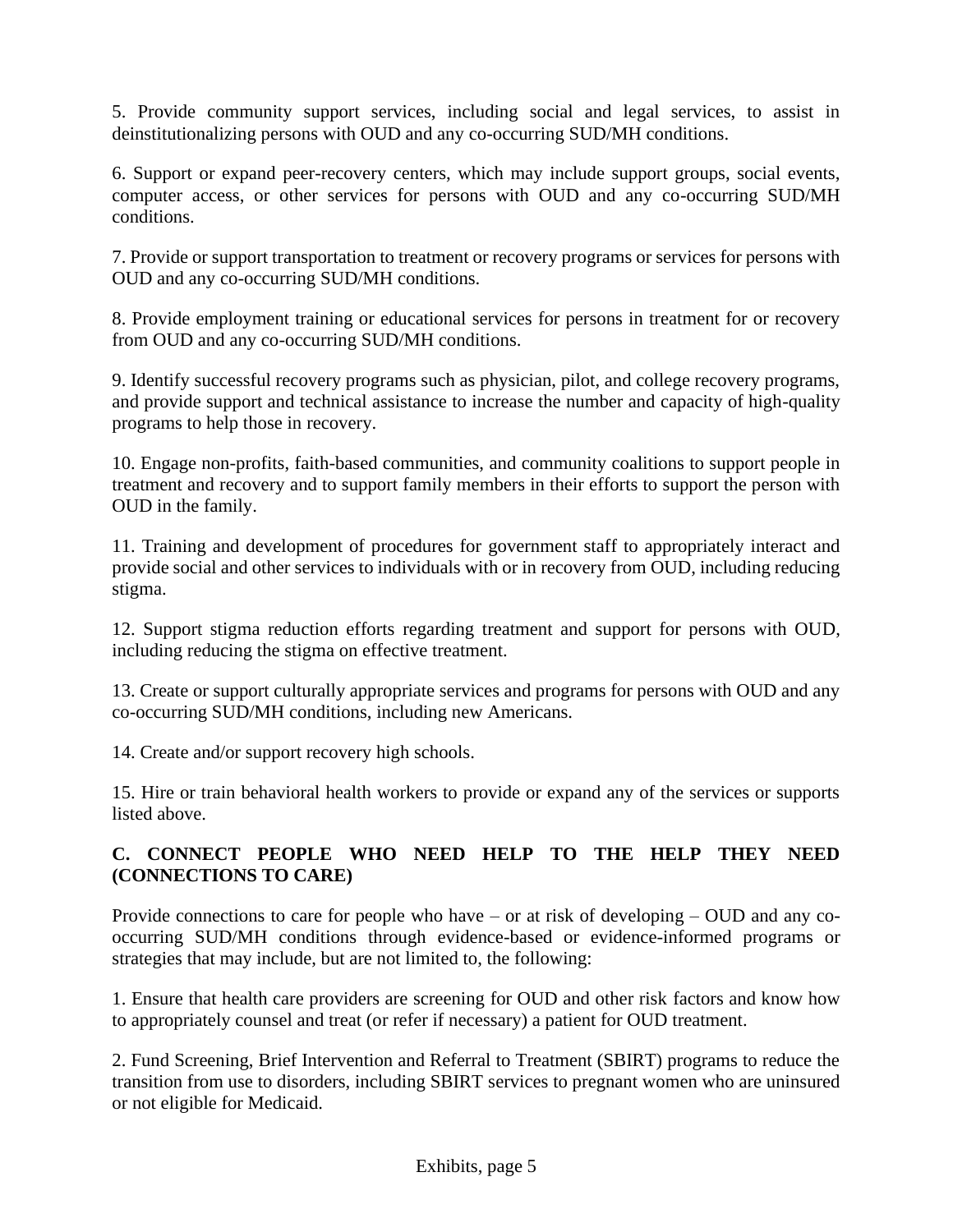5. Provide community support services, including social and legal services, to assist in deinstitutionalizing persons with OUD and any co-occurring SUD/MH conditions.

6. Support or expand peer-recovery centers, which may include support groups, social events, computer access, or other services for persons with OUD and any co-occurring SUD/MH conditions.

7. Provide or support transportation to treatment or recovery programs or services for persons with OUD and any co-occurring SUD/MH conditions.

8. Provide employment training or educational services for persons in treatment for or recovery from OUD and any co-occurring SUD/MH conditions.

9. Identify successful recovery programs such as physician, pilot, and college recovery programs, and provide support and technical assistance to increase the number and capacity of high-quality programs to help those in recovery.

10. Engage non-profits, faith-based communities, and community coalitions to support people in treatment and recovery and to support family members in their efforts to support the person with OUD in the family.

11. Training and development of procedures for government staff to appropriately interact and provide social and other services to individuals with or in recovery from OUD, including reducing stigma.

12. Support stigma reduction efforts regarding treatment and support for persons with OUD, including reducing the stigma on effective treatment.

13. Create or support culturally appropriate services and programs for persons with OUD and any co-occurring SUD/MH conditions, including new Americans.

14. Create and/or support recovery high schools.

15. Hire or train behavioral health workers to provide or expand any of the services or supports listed above.

### C. CONNECT PEOPLE WHO NEED HELP TO THE HELP THEY NEED (CONNECTIONS TO CARE)

Provide connections to care for people who have – or at risk of developing – OUD and any co-occurring SUD/MH conditions through evidence-based or evidence-informed programs or strategies that may include, but are not limited to, the following:

1. Ensure that health care providers are screening for OUD and other risk factors and know how to appropriately counsel and treat (or refer if necessary) a patient for OUD treatment.

2. Fund Screening, Brief Intervention and Referral to Treatment (SBIRT) programs to reduce the transition from use to disorders, including SBIRT services to pregnant women who are uninsured or not eligible for Medicaid.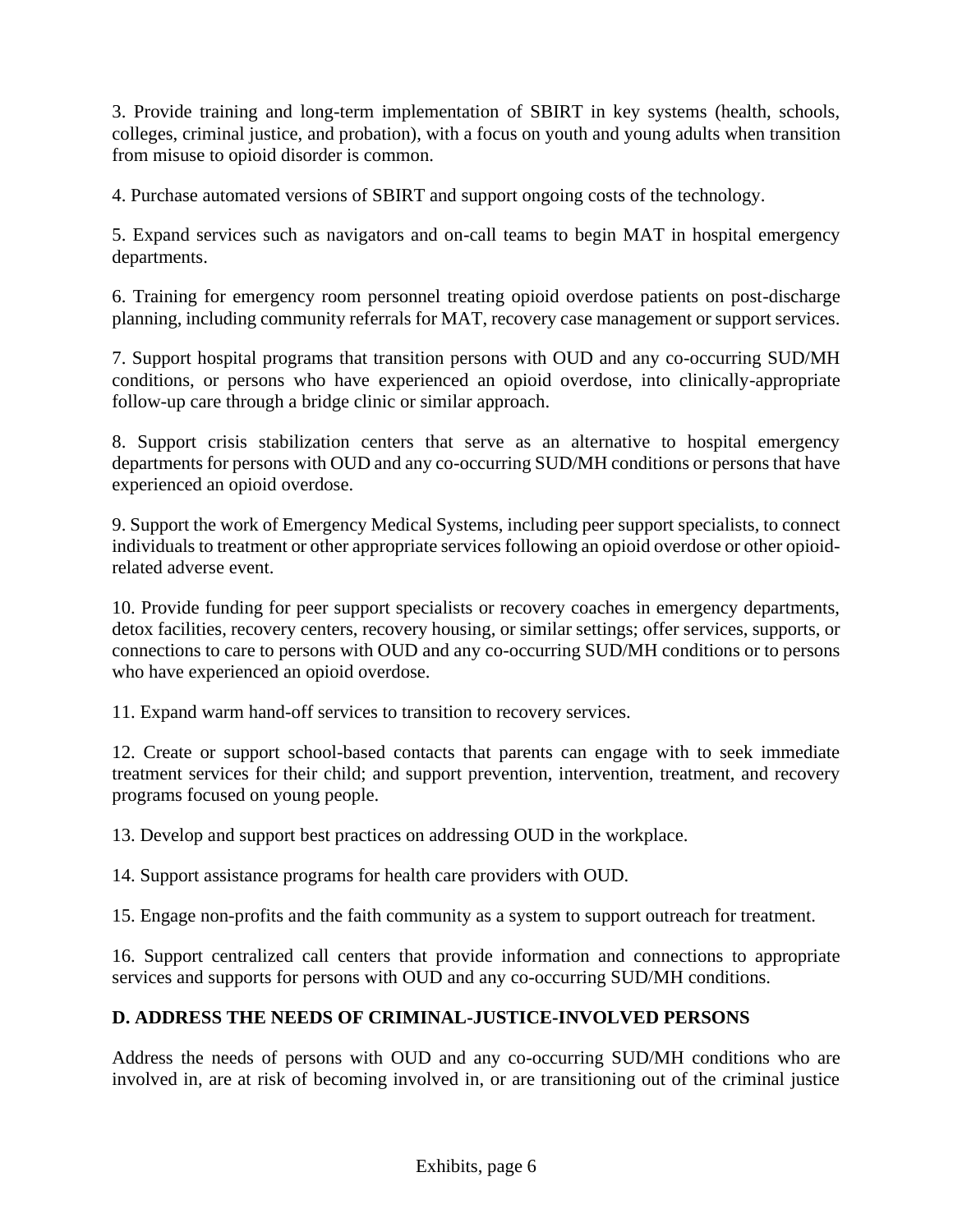3. Provide training and long-term implementation of SBIRT in key systems (health, schools, colleges, criminal justice, and probation), with a focus on youth and young adults when transition from misuse to opioid disorder is common.

4. Purchase automated versions of SBIRT and support ongoing costs of the technology.

5. Expand services such as navigators and on-call teams to begin MAT in hospital emergency departments.

6. Training for emergency room personnel treating opioid overdose patients on post-discharge planning, including community referrals for MAT, recovery case management or support services.

7. Support hospital programs that transition persons with OUD and any co-occurring SUD/MH conditions, or persons who have experienced an opioid overdose, into clinically-appropriate follow-up care through a bridge clinic or similar approach.

8. Support crisis stabilization centers that serve as an alternative to hospital emergency departments for persons with OUD and any co-occurring SUD/MH conditions or persons that have experienced an opioid overdose.

9. Support the work of Emergency Medical Systems, including peer support specialists, to connect individuals to treatment or other appropriate services following an opioid overdose or other opioid-related adverse event.

10. Provide funding for peer support specialists or recovery coaches in emergency departments, detox facilities, recovery centers, recovery housing, or similar settings; offer services, supports, or connections to care to persons with OUD and any co-occurring SUD/MH conditions or to persons who have experienced an opioid overdose.

11. Expand warm hand-off services to transition to recovery services.

12. Create or support school-based contacts that parents can engage with to seek immediate treatment services for their child; and support prevention, intervention, treatment, and recovery programs focused on young people.

13. Develop and support best practices on addressing OUD in the workplace.

14. Support assistance programs for health care providers with OUD.

15. Engage non-profits and the faith community as a system to support outreach for treatment.

16. Support centralized call centers that provide information and connections to appropriate services and supports for persons with OUD and any co-occurring SUD/MH conditions.

**D. ADDRESS THE NEEDS OF CRIMINAL-JUSTICE-INVOLVED PERSONS**

Address the needs of persons with OUD and any co-occurring SUD/MH conditions who are involved in, are at risk of becoming involved in, or are transitioning out of the criminal justice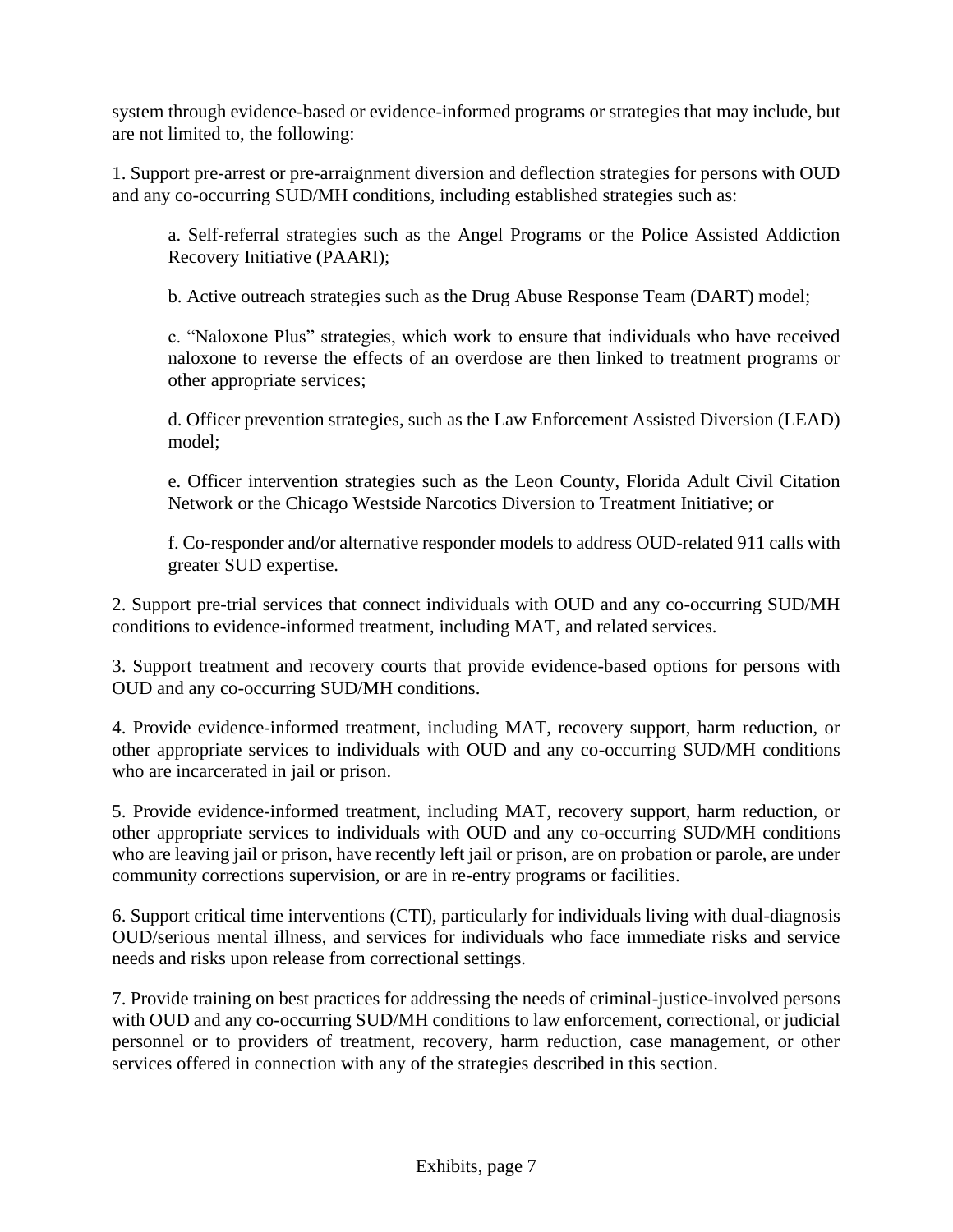system through evidence-based or evidence-informed programs or strategies that may include, but are not limited to, the following:

1. Support pre-arrest or pre-arraignment diversion and deflection strategies for persons with OUD and any co-occurring SUD/MH conditions, including established strategies such as:

    a. Self-referral strategies such as the Angel Programs or the Police Assisted Addiction Recovery Initiative (PAARI);

    b. Active outreach strategies such as the Drug Abuse Response Team (DART) model;

    c. "Naloxone Plus" strategies, which work to ensure that individuals who have received naloxone to reverse the effects of an overdose are then linked to treatment programs or other appropriate services;

    d. Officer prevention strategies, such as the Law Enforcement Assisted Diversion (LEAD) model;

    e. Officer intervention strategies such as the Leon County, Florida Adult Civil Citation Network or the Chicago Westside Narcotics Diversion to Treatment Initiative; or

    f. Co-responder and/or alternative responder models to address OUD-related 911 calls with greater SUD expertise.

2. Support pre-trial services that connect individuals with OUD and any co-occurring SUD/MH conditions to evidence-informed treatment, including MAT, and related services.

3. Support treatment and recovery courts that provide evidence-based options for persons with OUD and any co-occurring SUD/MH conditions.

4. Provide evidence-informed treatment, including MAT, recovery support, harm reduction, or other appropriate services to individuals with OUD and any co-occurring SUD/MH conditions who are incarcerated in jail or prison.

5. Provide evidence-informed treatment, including MAT, recovery support, harm reduction, or other appropriate services to individuals with OUD and any co-occurring SUD/MH conditions who are leaving jail or prison, have recently left jail or prison, are on probation or parole, are under community corrections supervision, or are in re-entry programs or facilities.

6. Support critical time interventions (CTI), particularly for individuals living with dual-diagnosis OUD/serious mental illness, and services for individuals who face immediate risks and service needs and risks upon release from correctional settings.

7. Provide training on best practices for addressing the needs of criminal-justice-involved persons with OUD and any co-occurring SUD/MH conditions to law enforcement, correctional, or judicial personnel or to providers of treatment, recovery, harm reduction, case management, or other services offered in connection with any of the strategies described in this section.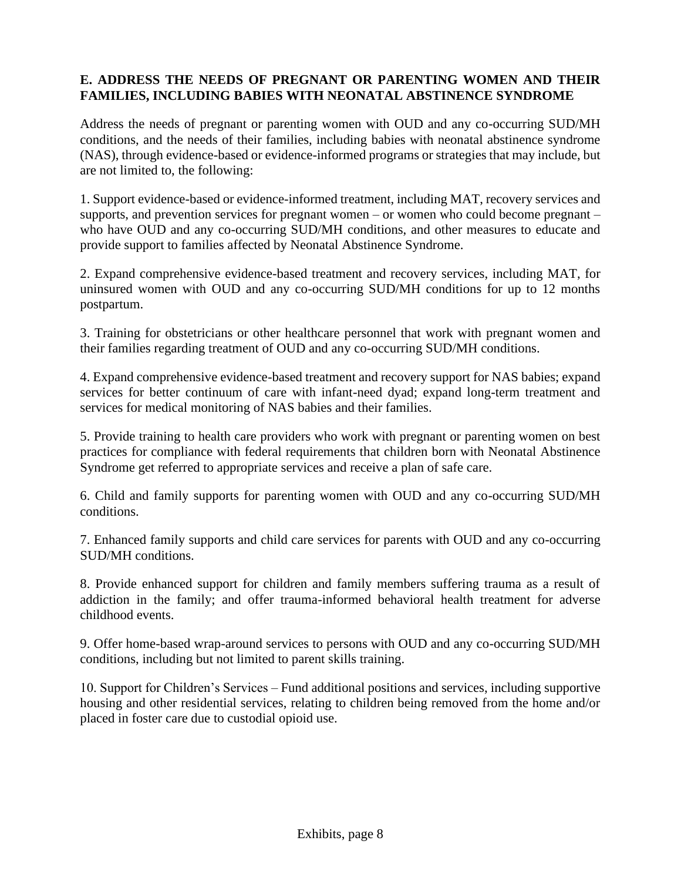## E. ADDRESS THE NEEDS OF PREGNANT OR PARENTING WOMEN AND THEIR FAMILIES, INCLUDING BABIES WITH NEONATAL ABSTINENCE SYNDROME

Address the needs of pregnant or parenting women with OUD and any co-occurring SUD/MH conditions, and the needs of their families, including babies with neonatal abstinence syndrome (NAS), through evidence-based or evidence-informed programs or strategies that may include, but are not limited to, the following:

1. Support evidence-based or evidence-informed treatment, including MAT, recovery services and supports, and prevention services for pregnant women – or women who could become pregnant – who have OUD and any co-occurring SUD/MH conditions, and other measures to educate and provide support to families affected by Neonatal Abstinence Syndrome.

2. Expand comprehensive evidence-based treatment and recovery services, including MAT, for uninsured women with OUD and any co-occurring SUD/MH conditions for up to 12 months postpartum.

3. Training for obstetricians or other healthcare personnel that work with pregnant women and their families regarding treatment of OUD and any co-occurring SUD/MH conditions.

4. Expand comprehensive evidence-based treatment and recovery support for NAS babies; expand services for better continuum of care with infant-need dyad; expand long-term treatment and services for medical monitoring of NAS babies and their families.

5. Provide training to health care providers who work with pregnant or parenting women on best practices for compliance with federal requirements that children born with Neonatal Abstinence Syndrome get referred to appropriate services and receive a plan of safe care.

6. Child and family supports for parenting women with OUD and any co-occurring SUD/MH conditions.

7. Enhanced family supports and child care services for parents with OUD and any co-occurring SUD/MH conditions.

8. Provide enhanced support for children and family members suffering trauma as a result of addiction in the family; and offer trauma-informed behavioral health treatment for adverse childhood events.

9. Offer home-based wrap-around services to persons with OUD and any co-occurring SUD/MH conditions, including but not limited to parent skills training.

10. Support for Children's Services – Fund additional positions and services, including supportive housing and other residential services, relating to children being removed from the home and/or placed in foster care due to custodial opioid use.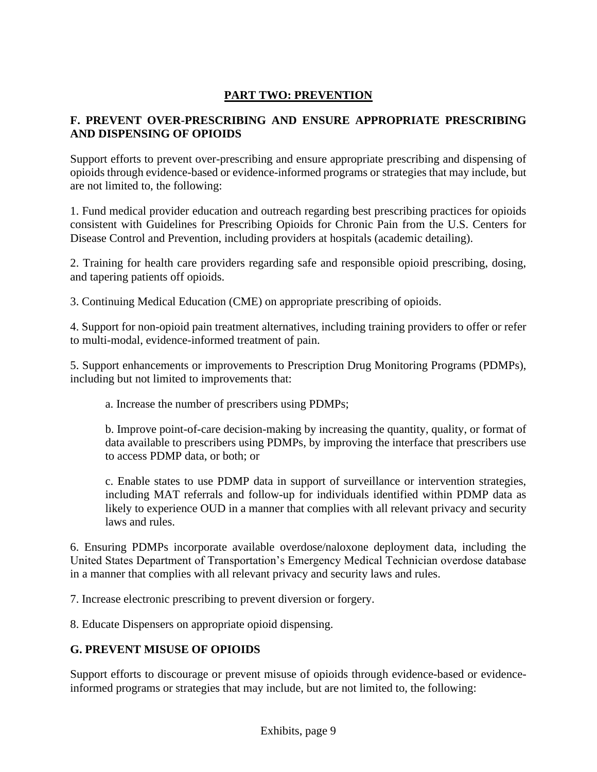## PART TWO: PREVENTION

### F. PREVENT OVER-PRESCRIBING AND ENSURE APPROPRIATE PRESCRIBING AND DISPENSING OF OPIOIDS

Support efforts to prevent over-prescribing and ensure appropriate prescribing and dispensing of opioids through evidence-based or evidence-informed programs or strategies that may include, but are not limited to, the following:

1. Fund medical provider education and outreach regarding best prescribing practices for opioids consistent with Guidelines for Prescribing Opioids for Chronic Pain from the U.S. Centers for Disease Control and Prevention, including providers at hospitals (academic detailing).

2. Training for health care providers regarding safe and responsible opioid prescribing, dosing, and tapering patients off opioids.

3. Continuing Medical Education (CME) on appropriate prescribing of opioids.

4. Support for non-opioid pain treatment alternatives, including training providers to offer or refer to multi-modal, evidence-informed treatment of pain.

5. Support enhancements or improvements to Prescription Drug Monitoring Programs (PDMPs), including but not limited to improvements that:

    a. Increase the number of prescribers using PDMPs;

    b. Improve point-of-care decision-making by increasing the quantity, quality, or format of data available to prescribers using PDMPs, by improving the interface that prescribers use to access PDMP data, or both; or

    c. Enable states to use PDMP data in support of surveillance or intervention strategies, including MAT referrals and follow-up for individuals identified within PDMP data as likely to experience OUD in a manner that complies with all relevant privacy and security laws and rules.

6. Ensuring PDMPs incorporate available overdose/naloxone deployment data, including the United States Department of Transportation's Emergency Medical Technician overdose database in a manner that complies with all relevant privacy and security laws and rules.

7. Increase electronic prescribing to prevent diversion or forgery.

8. Educate Dispensers on appropriate opioid dispensing.

### G. PREVENT MISUSE OF OPIOIDS

Support efforts to discourage or prevent misuse of opioids through evidence-based or evidence-informed programs or strategies that may include, but are not limited to, the following: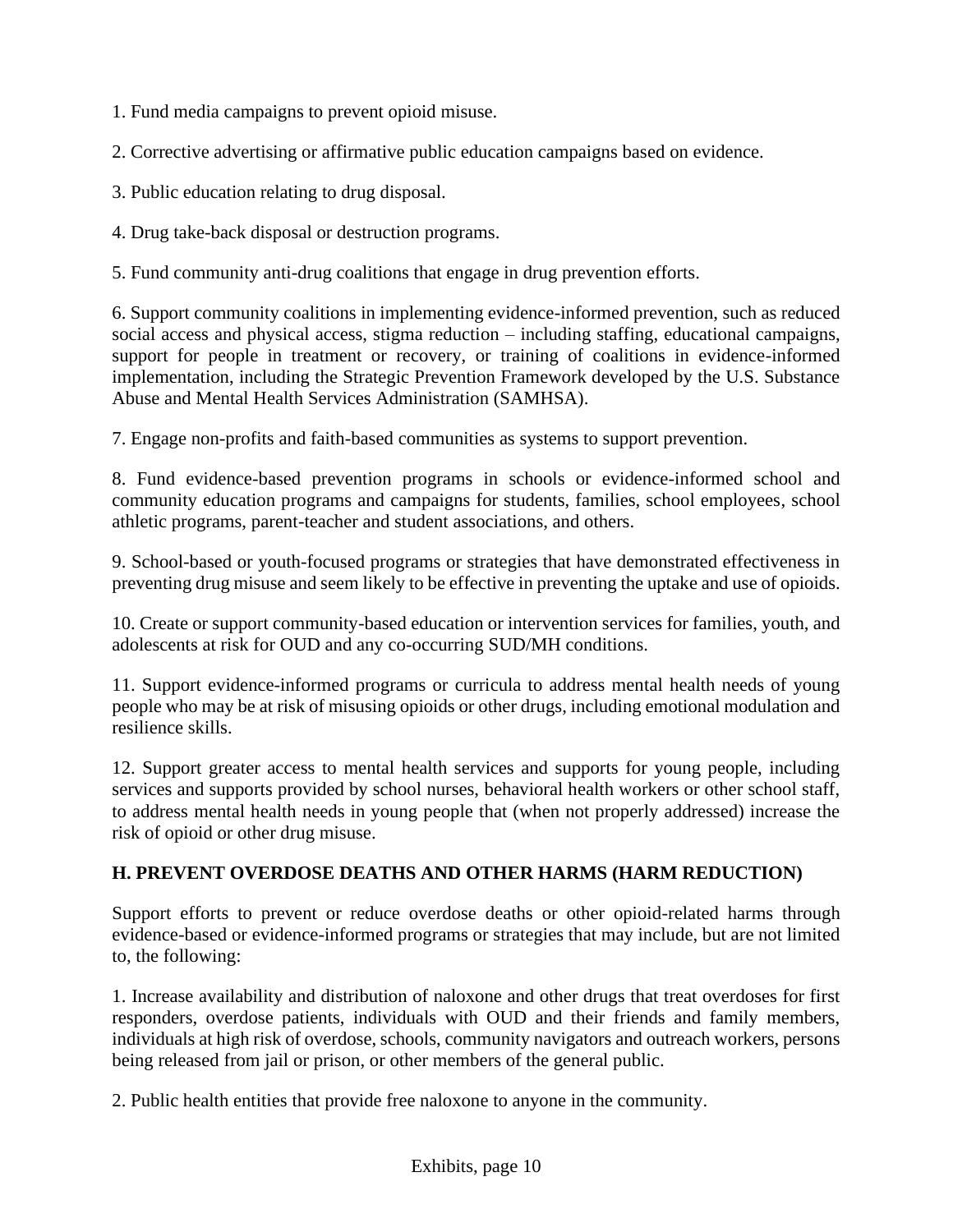1. Fund media campaigns to prevent opioid misuse.

2. Corrective advertising or affirmative public education campaigns based on evidence.

3. Public education relating to drug disposal.

4. Drug take-back disposal or destruction programs.

5. Fund community anti-drug coalitions that engage in drug prevention efforts.

6. Support community coalitions in implementing evidence-informed prevention, such as reduced social access and physical access, stigma reduction – including staffing, educational campaigns, support for people in treatment or recovery, or training of coalitions in evidence-informed implementation, including the Strategic Prevention Framework developed by the U.S. Substance Abuse and Mental Health Services Administration (SAMHSA).

7. Engage non-profits and faith-based communities as systems to support prevention.

8. Fund evidence-based prevention programs in schools or evidence-informed school and community education programs and campaigns for students, families, school employees, school athletic programs, parent-teacher and student associations, and others.

9. School-based or youth-focused programs or strategies that have demonstrated effectiveness in preventing drug misuse and seem likely to be effective in preventing the uptake and use of opioids.

10. Create or support community-based education or intervention services for families, youth, and adolescents at risk for OUD and any co-occurring SUD/MH conditions.

11. Support evidence-informed programs or curricula to address mental health needs of young people who may be at risk of misusing opioids or other drugs, including emotional modulation and resilience skills.

12. Support greater access to mental health services and supports for young people, including services and supports provided by school nurses, behavioral health workers or other school staff, to address mental health needs in young people that (when not properly addressed) increase the risk of opioid or other drug misuse.

**H. PREVENT OVERDOSE DEATHS AND OTHER HARMS (HARM REDUCTION)**

Support efforts to prevent or reduce overdose deaths or other opioid-related harms through evidence-based or evidence-informed programs or strategies that may include, but are not limited to, the following:

1. Increase availability and distribution of naloxone and other drugs that treat overdoses for first responders, overdose patients, individuals with OUD and their friends and family members, individuals at high risk of overdose, schools, community navigators and outreach workers, persons being released from jail or prison, or other members of the general public.

2. Public health entities that provide free naloxone to anyone in the community.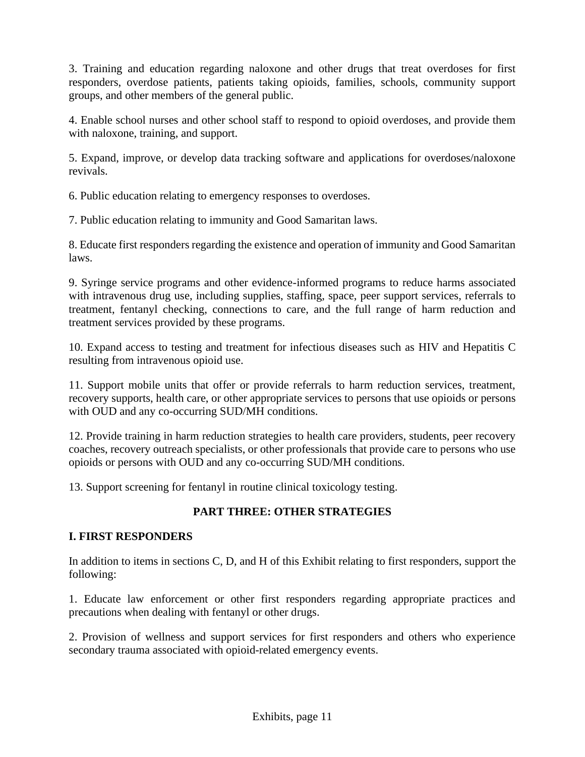3. Training and education regarding naloxone and other drugs that treat overdoses for first responders, overdose patients, patients taking opioids, families, schools, community support groups, and other members of the general public.

4. Enable school nurses and other school staff to respond to opioid overdoses, and provide them with naloxone, training, and support.

5. Expand, improve, or develop data tracking software and applications for overdoses/naloxone revivals.

6. Public education relating to emergency responses to overdoses.

7. Public education relating to immunity and Good Samaritan laws.

8. Educate first responders regarding the existence and operation of immunity and Good Samaritan laws.

9. Syringe service programs and other evidence-informed programs to reduce harms associated with intravenous drug use, including supplies, staffing, space, peer support services, referrals to treatment, fentanyl checking, connections to care, and the full range of harm reduction and treatment services provided by these programs.

10. Expand access to testing and treatment for infectious diseases such as HIV and Hepatitis C resulting from intravenous opioid use.

11. Support mobile units that offer or provide referrals to harm reduction services, treatment, recovery supports, health care, or other appropriate services to persons that use opioids or persons with OUD and any co-occurring SUD/MH conditions.

12. Provide training in harm reduction strategies to health care providers, students, peer recovery coaches, recovery outreach specialists, or other professionals that provide care to persons who use opioids or persons with OUD and any co-occurring SUD/MH conditions.

13. Support screening for fentanyl in routine clinical toxicology testing.

## PART THREE: OTHER STRATEGIES

### I. FIRST RESPONDERS

In addition to items in sections C, D, and H of this Exhibit relating to first responders, support the following:

1. Educate law enforcement or other first responders regarding appropriate practices and precautions when dealing with fentanyl or other drugs.

2. Provision of wellness and support services for first responders and others who experience secondary trauma associated with opioid-related emergency events.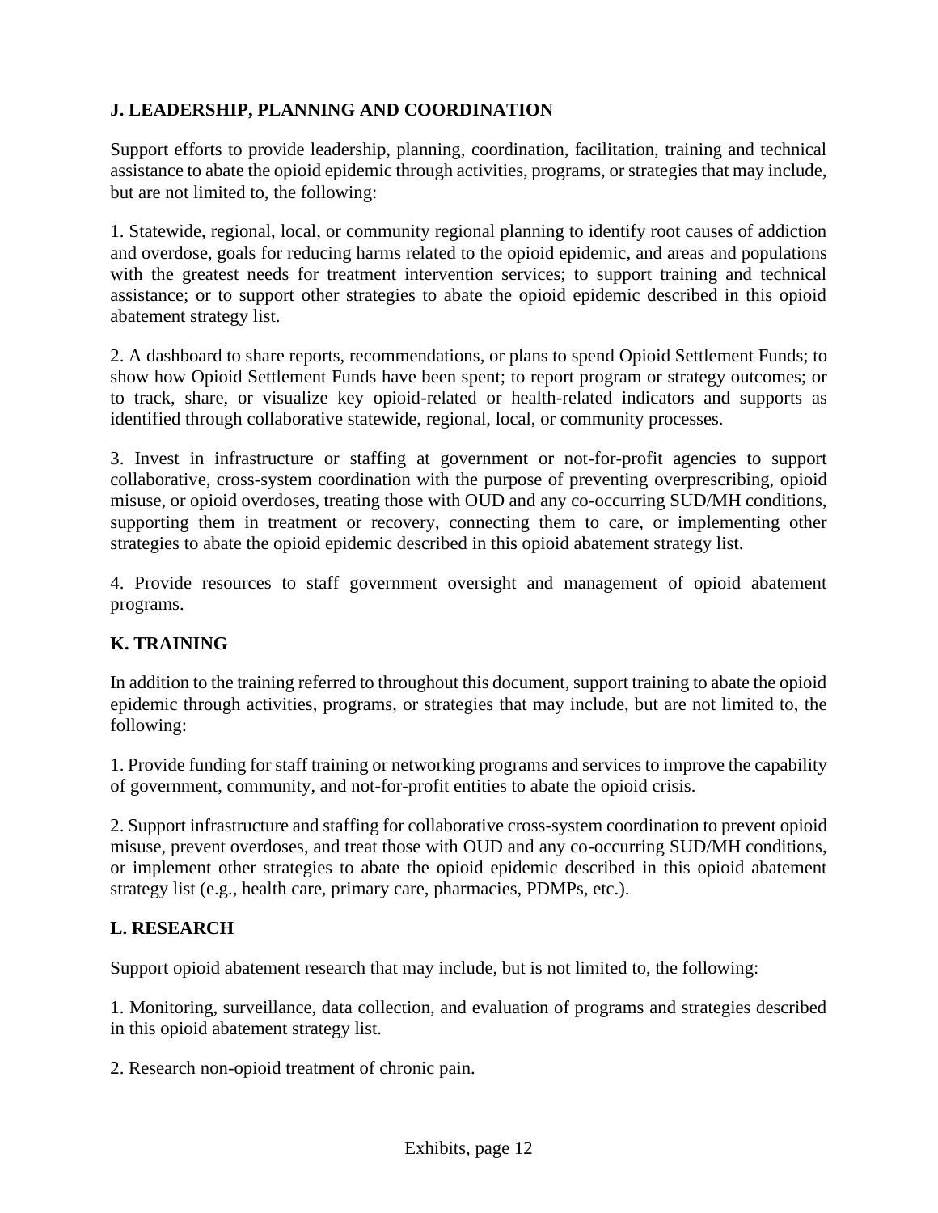## J. LEADERSHIP, PLANNING AND COORDINATION

Support efforts to provide leadership, planning, coordination, facilitation, training and technical assistance to abate the opioid epidemic through activities, programs, or strategies that may include, but are not limited to, the following:

1. Statewide, regional, local, or community regional planning to identify root causes of addiction and overdose, goals for reducing harms related to the opioid epidemic, and areas and populations with the greatest needs for treatment intervention services; to support training and technical assistance; or to support other strategies to abate the opioid epidemic described in this opioid abatement strategy list.

2. A dashboard to share reports, recommendations, or plans to spend Opioid Settlement Funds; to show how Opioid Settlement Funds have been spent; to report program or strategy outcomes; or to track, share, or visualize key opioid-related or health-related indicators and supports as identified through collaborative statewide, regional, local, or community processes.

3. Invest in infrastructure or staffing at government or not-for-profit agencies to support collaborative, cross-system coordination with the purpose of preventing overprescribing, opioid misuse, or opioid overdoses, treating those with OUD and any co-occurring SUD/MH conditions, supporting them in treatment or recovery, connecting them to care, or implementing other strategies to abate the opioid epidemic described in this opioid abatement strategy list.

4. Provide resources to staff government oversight and management of opioid abatement programs.

## K. TRAINING

In addition to the training referred to throughout this document, support training to abate the opioid epidemic through activities, programs, or strategies that may include, but are not limited to, the following:

1. Provide funding for staff training or networking programs and services to improve the capability of government, community, and not-for-profit entities to abate the opioid crisis.

2. Support infrastructure and staffing for collaborative cross-system coordination to prevent opioid misuse, prevent overdoses, and treat those with OUD and any co-occurring SUD/MH conditions, or implement other strategies to abate the opioid epidemic described in this opioid abatement strategy list (e.g., health care, primary care, pharmacies, PDMPs, etc.).

## L. RESEARCH

Support opioid abatement research that may include, but is not limited to, the following:

1. Monitoring, surveillance, data collection, and evaluation of programs and strategies described in this opioid abatement strategy list.

2. Research non-opioid treatment of chronic pain.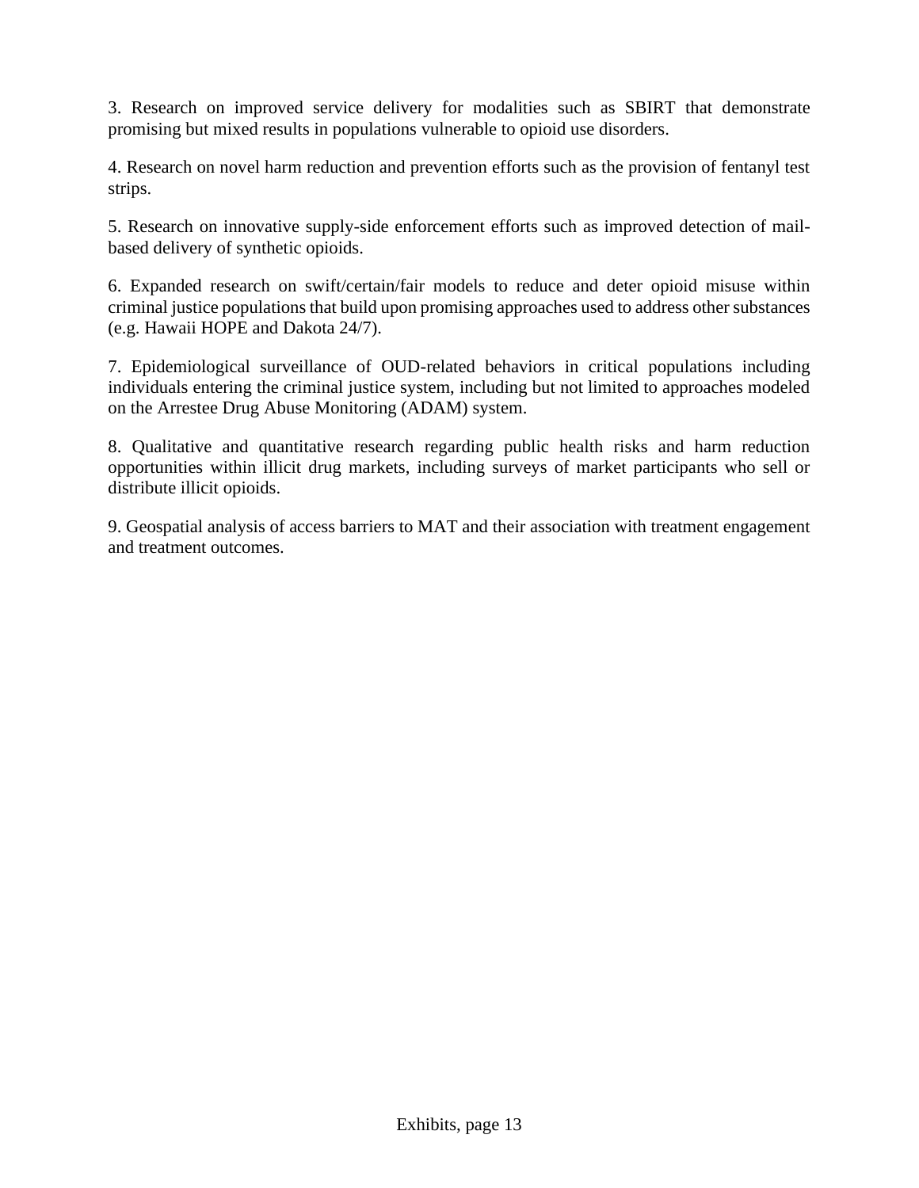3. Research on improved service delivery for modalities such as SBIRT that demonstrate promising but mixed results in populations vulnerable to opioid use disorders.

4. Research on novel harm reduction and prevention efforts such as the provision of fentanyl test strips.

5. Research on innovative supply-side enforcement efforts such as improved detection of mail-based delivery of synthetic opioids.

6. Expanded research on swift/certain/fair models to reduce and deter opioid misuse within criminal justice populations that build upon promising approaches used to address other substances (e.g. Hawaii HOPE and Dakota 24/7).

7. Epidemiological surveillance of OUD-related behaviors in critical populations including individuals entering the criminal justice system, including but not limited to approaches modeled on the Arrestee Drug Abuse Monitoring (ADAM) system.

8. Qualitative and quantitative research regarding public health risks and harm reduction opportunities within illicit drug markets, including surveys of market participants who sell or distribute illicit opioids.

9. Geospatial analysis of access barriers to MAT and their association with treatment engagement and treatment outcomes.